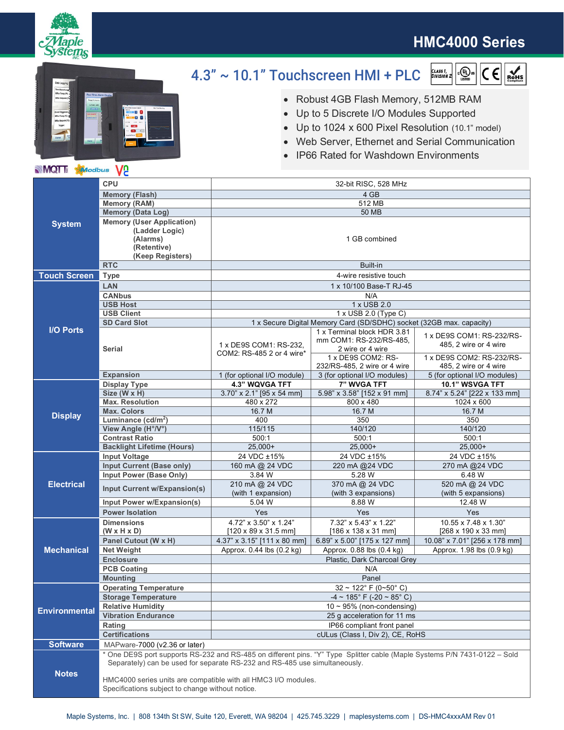# HMC4000 Series

## 4.3" ~ 10.1" Touchscreen HMI + PLC

- Robust 4GB Flash Memory, 512MB RAM
- Up to 5 Discrete I/O Modules Supported
- Up to 1024 x 600 Pixel Resolution (10.1" model)
- Web Server, Ethernet and Serial Communication
- IP66 Rated for Washdown Environments

| Category | Specification | 4.3" | 7" | 10.1" |
|---|---|---|---|---|
| System | CPU | 32-bit RISC, 528 MHz | | |
| | Memory (Flash) | 4 GB | | |
| | Memory (RAM) | 512 MB | | |
| | Memory (Data Log) | 50 MB | | |
| | Memory (User Application) (Ladder Logic) (Alarms) (Retentive) (Keep Registers) | 1 GB combined | | |
| | RTC | Built-in | | |
| Touch Screen | Type | 4-wire resistive touch | | |
| I/O Ports | LAN | 1 x 10/100 Base-T RJ-45 | | |
| | CANbus | N/A | | |
| | USB Host | 1 x USB 2.0 | | |
| | USB Client | 1 x USB 2.0 (Type C) | | |
| | SD Card Slot | 1 x Secure Digital Memory Card (SD/SDHC) socket (32GB max. capacity) | | |
| | Serial | 1 x DE9S COM1: RS-232, COM2: RS-485 2 or 4 wire* | 1 x Terminal block HDR 3.81 mm COM1: RS-232/RS-485, 2 wire or 4 wire; 1 x DE9S COM2: RS-232/RS-485, 2 wire or 4 wire | 1 x DE9S COM1: RS-232/RS-485, 2 wire or 4 wire; 1 x DE9S COM2: RS-232/RS-485, 2 wire or 4 wire |
| | Expansion | 1 (for optional I/O module) | 3 (for optional I/O modules) | 5 (for optional I/O modules) |
| Display | Display Type | **4.3" WQVGA TFT** | **7" WVGA TFT** | **10.1" WSVGA TFT** |
| | Size (W x H) | 3.70" x 2.1" [95 x 54 mm] | 5.98" x 3.58" [152 x 91 mm] | 8.74" x 5.24" [222 x 133 mm] |
| | Max. Resolution | 480 x 272 | 800 x 480 | 1024 x 600 |
| | Max. Colors | 16.7 M | 16.7 M | 16.7 M |
| | Luminance (cd/m²) | 400 | 350 | 350 |
| | View Angle (H°/V°) | 115/115 | 140/120 | 140/120 |
| | Contrast Ratio | 500:1 | 500:1 | 500:1 |
| | Backlight Lifetime (Hours) | 25,000+ | 25,000+ | 25,000+ |
| Electrical | Input Voltage | 24 VDC ±15% | 24 VDC ±15% | 24 VDC ±15% |
| | Input Current (Base only) | 160 mA @ 24 VDC | 220 mA @24 VDC | 270 mA @24 VDC |
| | Input Power (Base Only) | 3.84 W | 5.28 W | 6.48 W |
| | Input Current w/Expansion(s) | 210 mA @ 24 VDC (with 1 expansion) | 370 mA @ 24 VDC (with 3 expansions) | 520 mA @ 24 VDC (with 5 expansions) |
| | Input Power w/Expansion(s) | 5.04 W | 8.88 W | 12.48 W |
| | Power Isolation | Yes | Yes | Yes |
| Mechanical | Dimensions (W x H x D) | 4.72" x 3.50" x 1.24" [120 x 89 x 31.5 mm] | 7.32" x 5.43" x 1.22" [186 x 138 x 31 mm] | 10.55 x 7.48 x 1.30" [268 x 190 x 33 mm] |
| | Panel Cutout (W x H) | 4.37" x 3.15" [111 x 80 mm] | 6.89" x 5.00" [175 x 127 mm] | 10.08" x 7.01" [256 x 178 mm] |
| | Net Weight | Approx. 0.44 lbs (0.2 kg) | Approx. 0.88 lbs (0.4 kg) | Approx. 1.98 lbs (0.9 kg) |
| | Enclosure | Plastic, Dark Charcoal Grey | | |
| | PCB Coating | N/A | | |
| | Mounting | Panel | | |
| Environmental | Operating Temperature | 32 ~ 122° F (0~50° C) | | |
| | Storage Temperature | -4 ~ 185° F (-20 ~ 85° C) | | |
| | Relative Humidity | 10 ~ 95% (non-condensing) | | |
| | Vibration Endurance | 25 g acceleration for 11 ms | | |
| | Rating | IP66 compliant front panel | | |
| | Certifications | cULus (Class I, Div 2), CE, RoHS | | |
| Software | MAPware-7000 (v2.36 or later) | | | |
| Notes | * One DE9S port supports RS-232 and RS-485 on different pins. "Y" Type Splitter cable (Maple Systems P/N 7431-0122 – Sold Separately) can be used for separate RS-232 and RS-485 use simultaneously. HMC4000 series units are compatible with all HMC3 I/O modules. Specifications subject to change without notice. | | | |

Maple Systems, Inc. | 808 134th St SW, Suite 120, Everett, WA 98204 | 425.745.3229 | maplesystems.com | DS-HMC4xxxAM Rev 01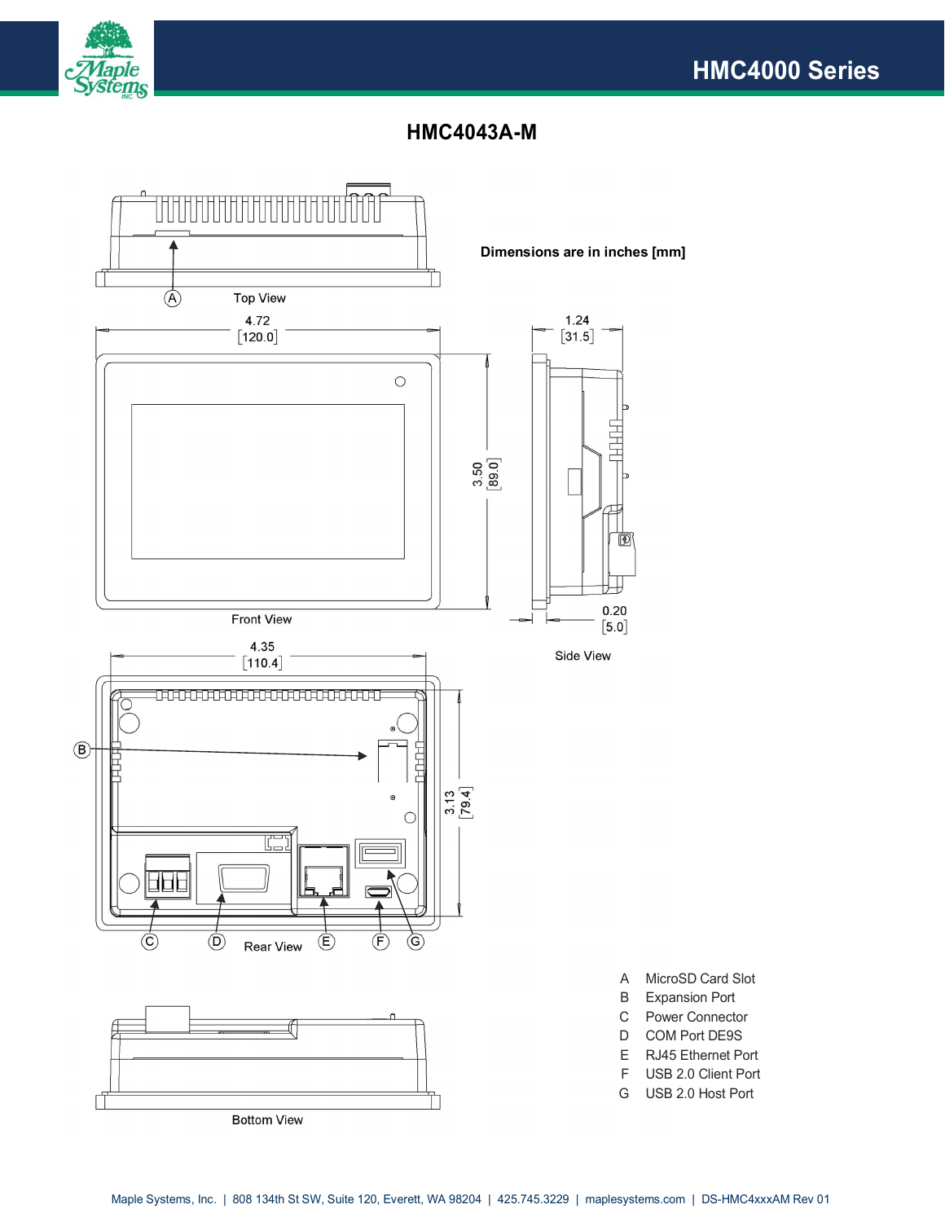# HMC4043A-M

**Dimensions are in inches [mm]**

Top View

4.72 [120.0]

1.24 [31.5]

3.50 [89.0]

Front View

0.20 [5.0]

Side View

4.35 [110.4]

3.13 [79.4]

Rear View

Bottom View

| | |
|---|---|
| A | MicroSD Card Slot |
| B | Expansion Port |
| C | Power Connector |
| D | COM Port DE9S |
| E | RJ45 Ethernet Port |
| F | USB 2.0 Client Port |
| G | USB 2.0 Host Port |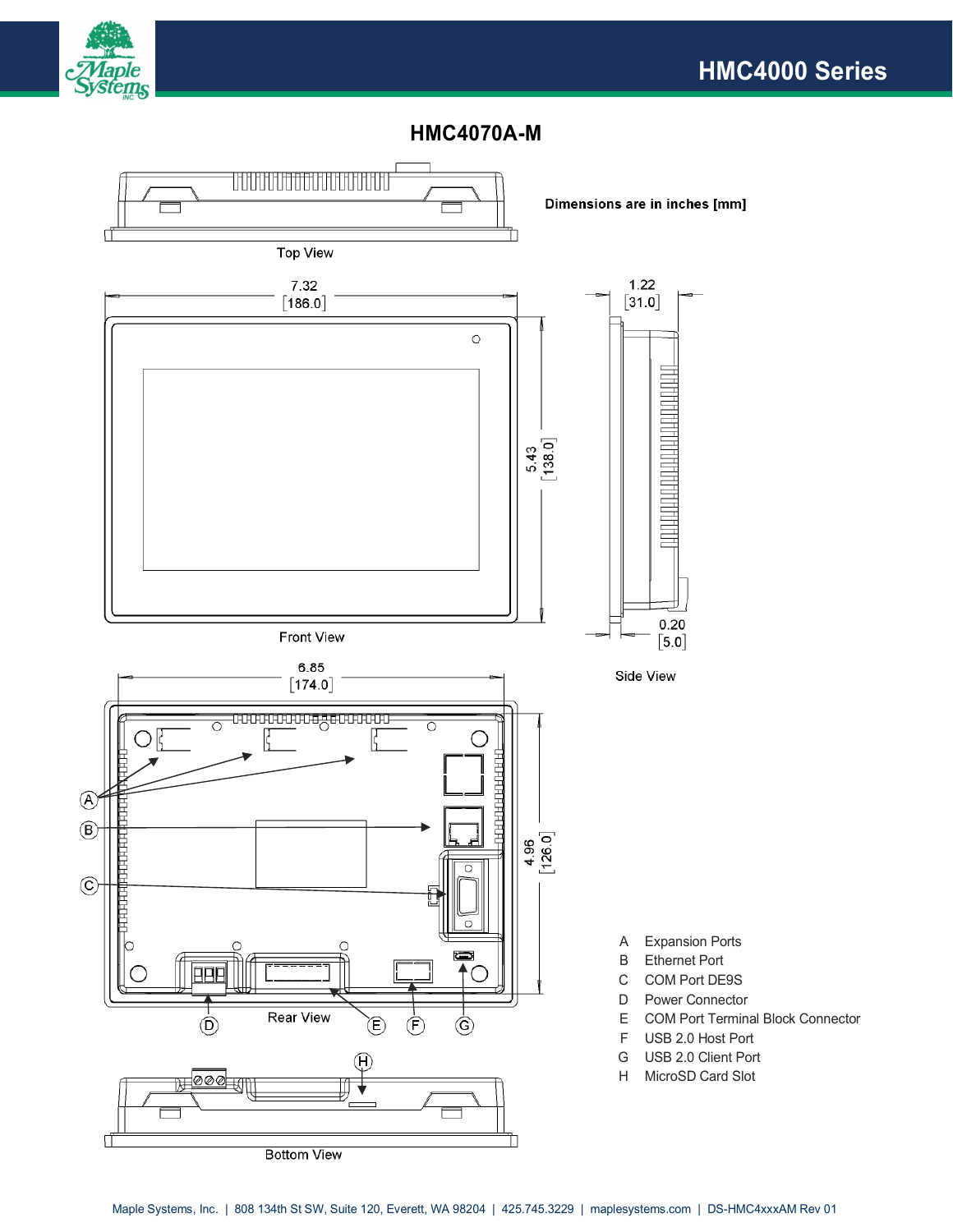## HMC4070A-M

Dimensions are in inches [mm]

Top View

7.32 [186.0]

5.43 [138.0]

Front View

1.22 [31.0]

0.20 [5.0]

Side View

6.85 [174.0]

4.96 [126.0]

Rear View

Bottom View

| | |
|---|---|
| A | Expansion Ports |
| B | Ethernet Port |
| C | COM Port DE9S |
| D | Power Connector |
| E | COM Port Terminal Block Connector |
| F | USB 2.0 Host Port |
| G | USB 2.0 Client Port |
| H | MicroSD Card Slot |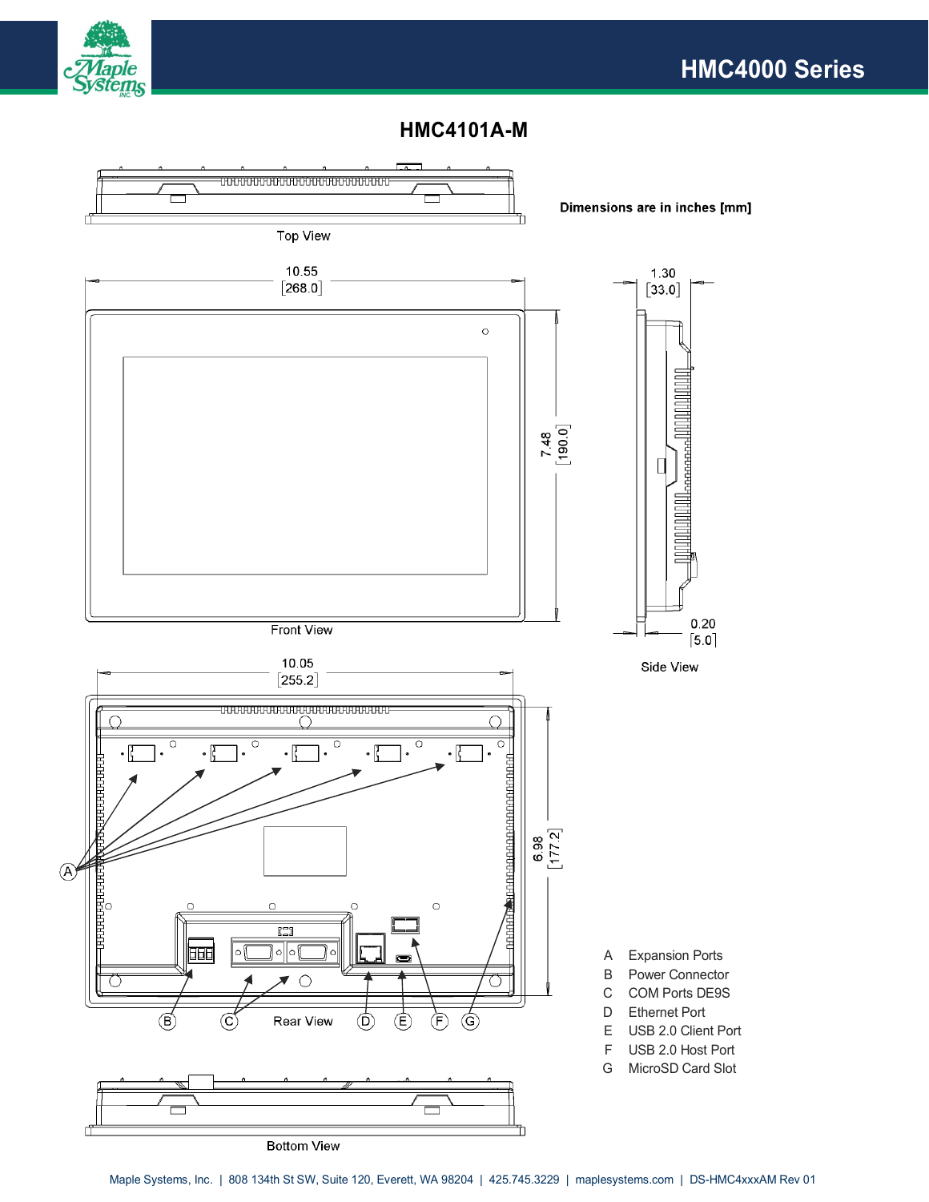## HMC4101A-M

Dimensions are in inches [mm]

Top View

10.55
[268.0]

7.48
[190.0]

Front View

1.30
[33.0]

0.20
[5.0]

Side View

10.05
[255.2]

6.98
[177.2]

Rear View

Bottom View

- A Expansion Ports
- B Power Connector
- C COM Ports DE9S
- D Ethernet Port
- E USB 2.0 Client Port
- F USB 2.0 Host Port
- G MicroSD Card Slot